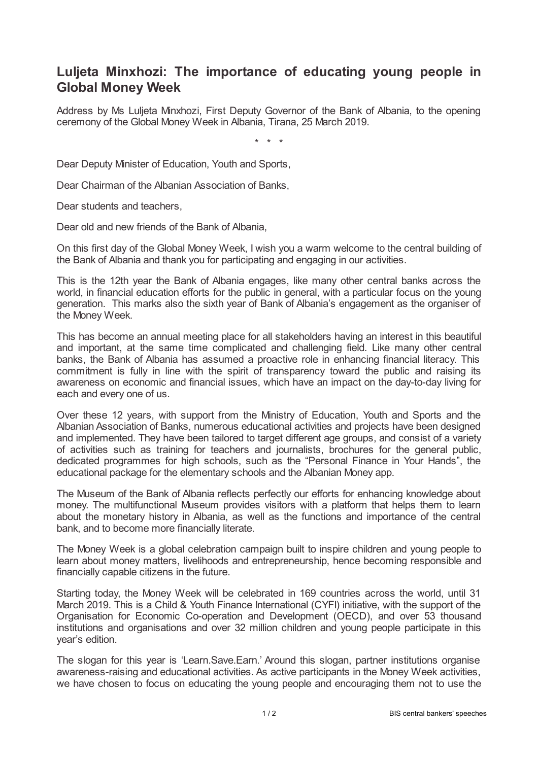# Luljeta Minxhozi: The importance of educating young people in Global Money Week

Address by Ms Luljeta Minxhozi, First Deputy Governor of the Bank of Albania, to the opening ceremony of the Global Money Week in Albania, Tirana, 25 March 2019.

\* \* \*

Dear Deputy Minister of Education, Youth and Sports,

Dear Chairman of the Albanian Association of Banks,

Dear students and teachers,

Dear old and new friends of the Bank of Albania,

On this first day of the Global Money Week, I wish you a warm welcome to the central building of the Bank of Albania and thank you for participating and engaging in our activities.

This is the 12th year the Bank of Albania engages, like many other central banks across the world, in financial education efforts for the public in general, with a particular focus on the young generation. This marks also the sixth year of Bank of Albania's engagement as the organiser of the Money Week.

This has become an annual meeting place for all stakeholders having an interest in this beautiful and important, at the same time complicated and challenging field. Like many other central banks, the Bank of Albania has assumed a proactive role in enhancing financial literacy. This commitment is fully in line with the spirit of transparency toward the public and raising its awareness on economic and financial issues, which have an impact on the day-to-day living for each and every one of us.

Over these 12 years, with support from the Ministry of Education, Youth and Sports and the Albanian Association of Banks, numerous educational activities and projects have been designed and implemented. They have been tailored to target different age groups, and consist of a variety of activities such as training for teachers and journalists, brochures for the general public, dedicated programmes for high schools, such as the "Personal Finance in Your Hands", the educational package for the elementary schools and the Albanian Money app.

The Museum of the Bank of Albania reflects perfectly our efforts for enhancing knowledge about money. The multifunctional Museum provides visitors with a platform that helps them to learn about the monetary history in Albania, as well as the functions and importance of the central bank, and to become more financially literate.

The Money Week is a global celebration campaign built to inspire children and young people to learn about money matters, livelihoods and entrepreneurship, hence becoming responsible and financially capable citizens in the future.

Starting today, the Money Week will be celebrated in 169 countries across the world, until 31 March 2019. This is a Child & Youth Finance International (CYFI) initiative, with the support of the Organisation for Economic Co-operation and Development (OECD), and over 53 thousand institutions and organisations and over 32 million children and young people participate in this year's edition.

The slogan for this year is 'Learn.Save.Earn.' Around this slogan, partner institutions organise awareness-raising and educational activities. As active participants in the Money Week activities, we have chosen to focus on educating the young people and encouraging them not to use the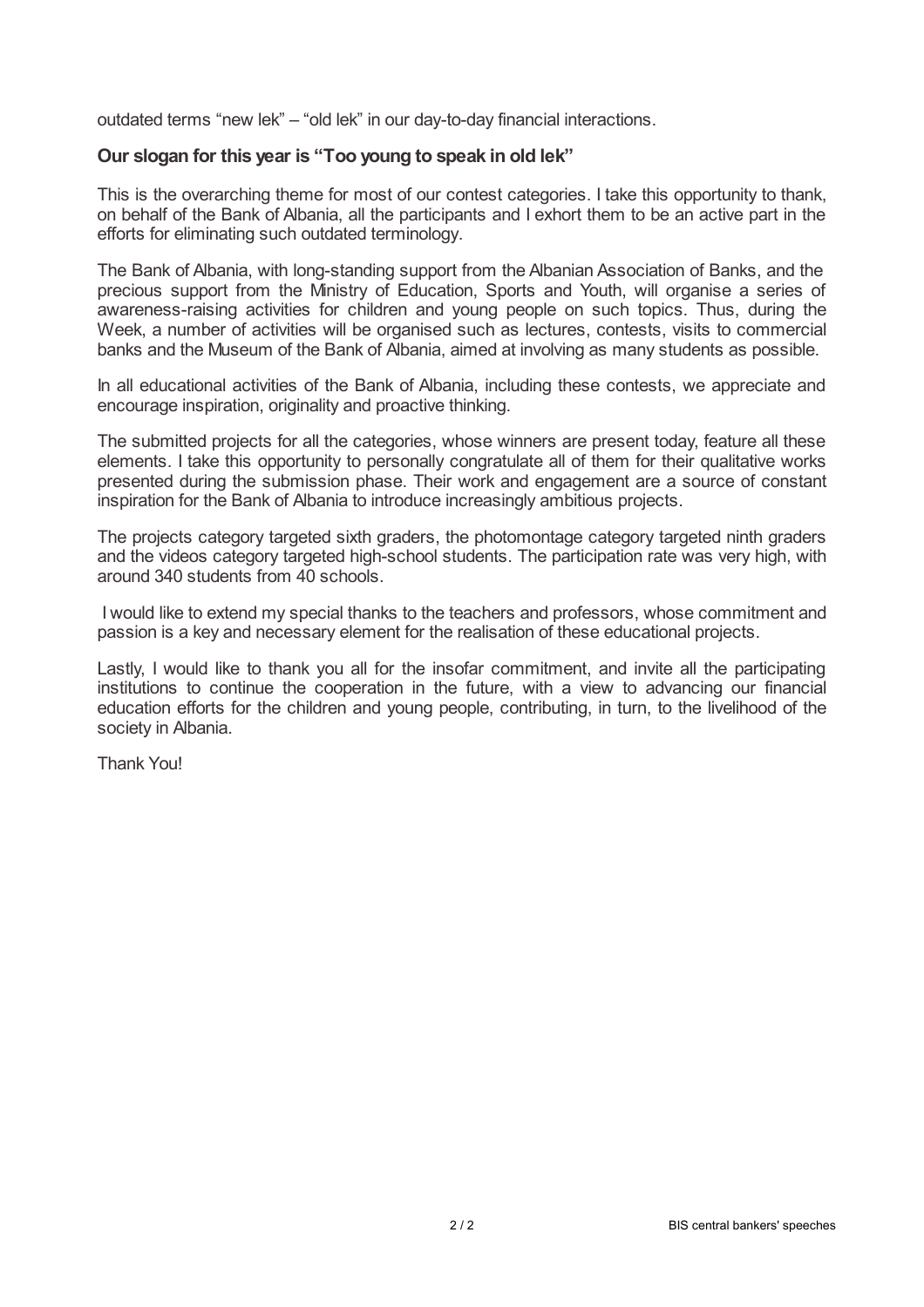outdated terms "new lek" – "old lek" in our day-to-day financial interactions.

**Our slogan for this year is "Too young to speak in old lek"**

This is the overarching theme for most of our contest categories. I take this opportunity to thank, on behalf of the Bank of Albania, all the participants and I exhort them to be an active part in the efforts for eliminating such outdated terminology.

The Bank of Albania, with long-standing support from the Albanian Association of Banks, and the precious support from the Ministry of Education, Sports and Youth, will organise a series of awareness-raising activities for children and young people on such topics. Thus, during the Week, a number of activities will be organised such as lectures, contests, visits to commercial banks and the Museum of the Bank of Albania, aimed at involving as many students as possible.

In all educational activities of the Bank of Albania, including these contests, we appreciate and encourage inspiration, originality and proactive thinking.

The submitted projects for all the categories, whose winners are present today, feature all these elements. I take this opportunity to personally congratulate all of them for their qualitative works presented during the submission phase. Their work and engagement are a source of constant inspiration for the Bank of Albania to introduce increasingly ambitious projects.

The projects category targeted sixth graders, the photomontage category targeted ninth graders and the videos category targeted high-school students. The participation rate was very high, with around 340 students from 40 schools.

I would like to extend my special thanks to the teachers and professors, whose commitment and passion is a key and necessary element for the realisation of these educational projects.

Lastly, I would like to thank you all for the insofar commitment, and invite all the participating institutions to continue the cooperation in the future, with a view to advancing our financial education efforts for the children and young people, contributing, in turn, to the livelihood of the society in Albania.

Thank You!